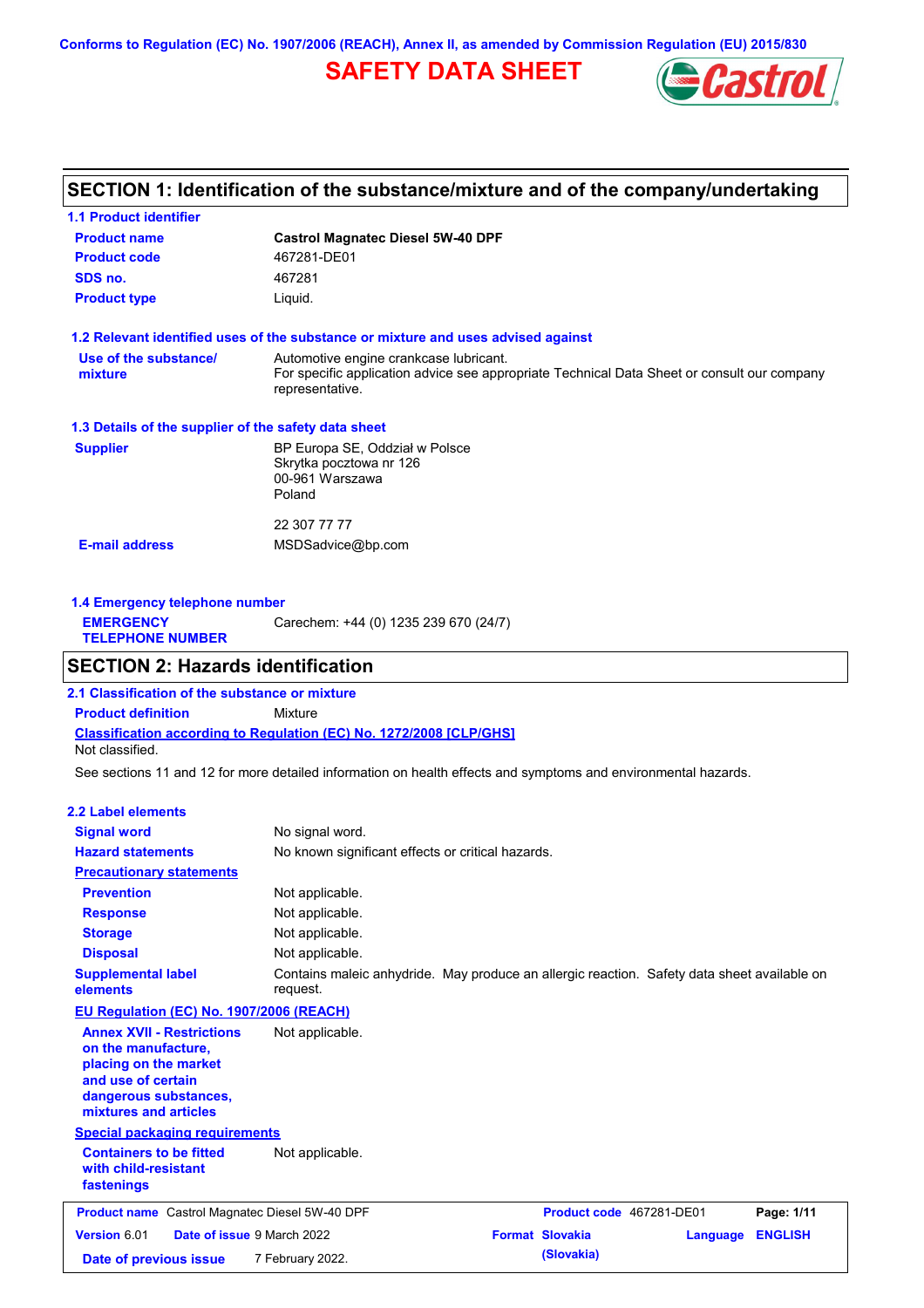Conforms to Regulation (EC) No. 1907/2006 (REACH), Annex II, as amended by Commission Regulation (EU) 2015/830

# SAFETY DATA SHEET

## SECTION 1: Identification of the substance/mixture and of the company/undertaking

### 1.1 Product identifier

| | |
|---|---|
| **Product name** | **Castrol Magnatec Diesel 5W-40 DPF** |
| **Product code** | 467281-DE01 |
| **SDS no.** | 467281 |
| **Product type** | Liquid. |

### 1.2 Relevant identified uses of the substance or mixture and uses advised against

**Use of the substance/ mixture**
Automotive engine crankcase lubricant.
For specific application advice see appropriate Technical Data Sheet or consult our company representative.

### 1.3 Details of the supplier of the safety data sheet

**Supplier**
BP Europa SE, Oddział w Polsce
Skrytka pocztowa nr 126
00-961 Warszawa
Poland

22 307 77 77

**E-mail address** MSDSadvice@bp.com

### 1.4 Emergency telephone number

**EMERGENCY TELEPHONE NUMBER** Carechem: +44 (0) 1235 239 670 (24/7)

## SECTION 2: Hazards identification

### 2.1 Classification of the substance or mixture

**Product definition** Mixture

**Classification according to Regulation (EC) No. 1272/2008 [CLP/GHS]**
Not classified.

See sections 11 and 12 for more detailed information on health effects and symptoms and environmental hazards.

### 2.2 Label elements

| | |
|---|---|
| **Signal word** | No signal word. |
| **Hazard statements** | No known significant effects or critical hazards. |

**Precautionary statements**

| | |
|---|---|
| **Prevention** | Not applicable. |
| **Response** | Not applicable. |
| **Storage** | Not applicable. |
| **Disposal** | Not applicable. |
| **Supplemental label elements** | Contains maleic anhydride. May produce an allergic reaction. Safety data sheet available on request. |

**EU Regulation (EC) No. 1907/2006 (REACH)**

| | |
|---|---|
| **Annex XVII - Restrictions on the manufacture, placing on the market and use of certain dangerous substances, mixtures and articles** | Not applicable. |

**Special packaging requirements**

| | |
|---|---|
| **Containers to be fitted with child-resistant fastenings** | Not applicable. |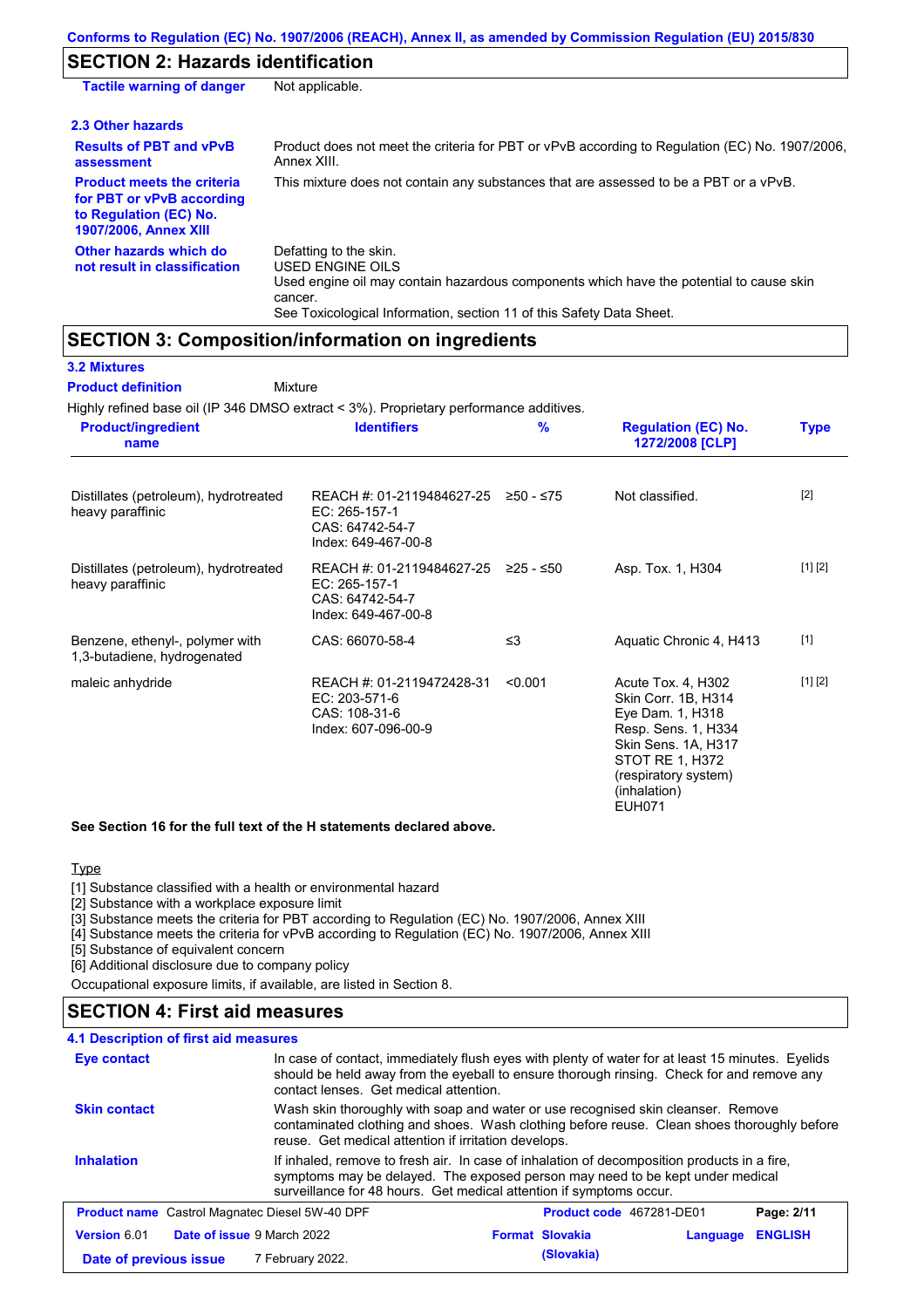## SECTION 2: Hazards identification

| | |
|---|---|
| **Tactile warning of danger** | Not applicable. |

### 2.3 Other hazards

| | |
|---|---|
| **Results of PBT and vPvB assessment** | Product does not meet the criteria for PBT or vPvB according to Regulation (EC) No. 1907/2006, Annex XIII. |
| **Product meets the criteria for PBT or vPvB according to Regulation (EC) No. 1907/2006, Annex XIII** | This mixture does not contain any substances that are assessed to be a PBT or a vPvB. |
| **Other hazards which do not result in classification** | Defatting to the skin.<br>USED ENGINE OILS<br>Used engine oil may contain hazardous components which have the potential to cause skin cancer.<br>See Toxicological Information, section 11 of this Safety Data Sheet. |

## SECTION 3: Composition/information on ingredients

### 3.2 Mixtures

**Product definition** Mixture

Highly refined base oil (IP 346 DMSO extract < 3%). Proprietary performance additives.

| Product/ingredient name | Identifiers | % | Regulation (EC) No. 1272/2008 [CLP] | Type |
|---|---|---|---|---|
| Distillates (petroleum), hydrotreated heavy paraffinic | REACH #: 01-2119484627-25<br>EC: 265-157-1<br>CAS: 64742-54-7<br>Index: 649-467-00-8 | ≥50 - ≤75 | Not classified. | [2] |
| Distillates (petroleum), hydrotreated heavy paraffinic | REACH #: 01-2119484627-25<br>EC: 265-157-1<br>CAS: 64742-54-7<br>Index: 649-467-00-8 | ≥25 - ≤50 | Asp. Tox. 1, H304 | [1] [2] |
| Benzene, ethenyl-, polymer with 1,3-butadiene, hydrogenated | CAS: 66070-58-4 | ≤3 | Aquatic Chronic 4, H413 | [1] |
| maleic anhydride | REACH #: 01-2119472428-31<br>EC: 203-571-6<br>CAS: 108-31-6<br>Index: 607-096-00-9 | <0.001 | Acute Tox. 4, H302<br>Skin Corr. 1B, H314<br>Eye Dam. 1, H318<br>Resp. Sens. 1, H334<br>Skin Sens. 1A, H317<br>STOT RE 1, H372 (respiratory system) (inhalation)<br>EUH071 | [1] [2] |

**See Section 16 for the full text of the H statements declared above.**

Type

[1] Substance classified with a health or environmental hazard
[2] Substance with a workplace exposure limit
[3] Substance meets the criteria for PBT according to Regulation (EC) No. 1907/2006, Annex XIII
[4] Substance meets the criteria for vPvB according to Regulation (EC) No. 1907/2006, Annex XIII
[5] Substance of equivalent concern
[6] Additional disclosure due to company policy

Occupational exposure limits, if available, are listed in Section 8.

## SECTION 4: First aid measures

### 4.1 Description of first aid measures

| | |
|---|---|
| **Eye contact** | In case of contact, immediately flush eyes with plenty of water for at least 15 minutes. Eyelids should be held away from the eyeball to ensure thorough rinsing. Check for and remove any contact lenses. Get medical attention. |
| **Skin contact** | Wash skin thoroughly with soap and water or use recognised skin cleanser. Remove contaminated clothing and shoes. Wash clothing before reuse. Clean shoes thoroughly before reuse. Get medical attention if irritation develops. |
| **Inhalation** | If inhaled, remove to fresh air. In case of inhalation of decomposition products in a fire, symptoms may be delayed. The exposed person may need to be kept under medical surveillance for 48 hours. Get medical attention if symptoms occur. |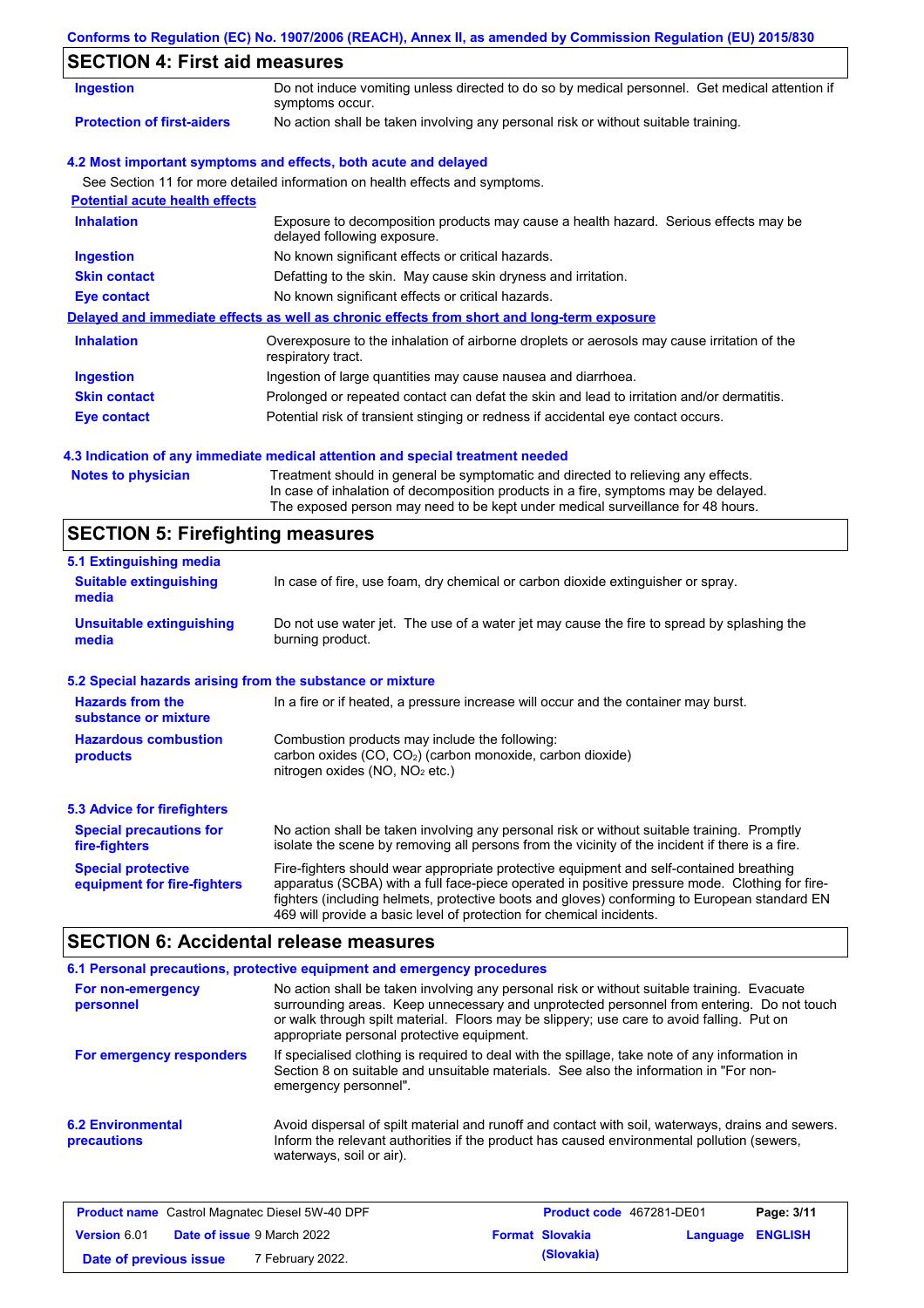## SECTION 4: First aid measures

| | |
|---|---|
| **Ingestion** | Do not induce vomiting unless directed to do so by medical personnel. Get medical attention if symptoms occur. |
| **Protection of first-aiders** | No action shall be taken involving any personal risk or without suitable training. |

### 4.2 Most important symptoms and effects, both acute and delayed

See Section 11 for more detailed information on health effects and symptoms.

**Potential acute health effects**

| | |
|---|---|
| **Inhalation** | Exposure to decomposition products may cause a health hazard. Serious effects may be delayed following exposure. |
| **Ingestion** | No known significant effects or critical hazards. |
| **Skin contact** | Defatting to the skin. May cause skin dryness and irritation. |
| **Eye contact** | No known significant effects or critical hazards. |

**Delayed and immediate effects as well as chronic effects from short and long-term exposure**

| | |
|---|---|
| **Inhalation** | Overexposure to the inhalation of airborne droplets or aerosols may cause irritation of the respiratory tract. |
| **Ingestion** | Ingestion of large quantities may cause nausea and diarrhoea. |
| **Skin contact** | Prolonged or repeated contact can defat the skin and lead to irritation and/or dermatitis. |
| **Eye contact** | Potential risk of transient stinging or redness if accidental eye contact occurs. |

### 4.3 Indication of any immediate medical attention and special treatment needed

| | |
|---|---|
| **Notes to physician** | Treatment should in general be symptomatic and directed to relieving any effects. In case of inhalation of decomposition products in a fire, symptoms may be delayed. The exposed person may need to be kept under medical surveillance for 48 hours. |

## SECTION 5: Firefighting measures

### 5.1 Extinguishing media

| | |
|---|---|
| **Suitable extinguishing media** | In case of fire, use foam, dry chemical or carbon dioxide extinguisher or spray. |
| **Unsuitable extinguishing media** | Do not use water jet. The use of a water jet may cause the fire to spread by splashing the burning product. |

### 5.2 Special hazards arising from the substance or mixture

| | |
|---|---|
| **Hazards from the substance or mixture** | In a fire or if heated, a pressure increase will occur and the container may burst. |
| **Hazardous combustion products** | Combustion products may include the following: carbon oxides (CO, $CO_2$) (carbon monoxide, carbon dioxide) nitrogen oxides (NO, $NO_2$ etc.) |

### 5.3 Advice for firefighters

| | |
|---|---|
| **Special precautions for fire-fighters** | No action shall be taken involving any personal risk or without suitable training. Promptly isolate the scene by removing all persons from the vicinity of the incident if there is a fire. |
| **Special protective equipment for fire-fighters** | Fire-fighters should wear appropriate protective equipment and self-contained breathing apparatus (SCBA) with a full face-piece operated in positive pressure mode. Clothing for fire-fighters (including helmets, protective boots and gloves) conforming to European standard EN 469 will provide a basic level of protection for chemical incidents. |

## SECTION 6: Accidental release measures

### 6.1 Personal precautions, protective equipment and emergency procedures

| | |
|---|---|
| **For non-emergency personnel** | No action shall be taken involving any personal risk or without suitable training. Evacuate surrounding areas. Keep unnecessary and unprotected personnel from entering. Do not touch or walk through spilt material. Floors may be slippery; use care to avoid falling. Put on appropriate personal protective equipment. |
| **For emergency responders** | If specialised clothing is required to deal with the spillage, take note of any information in Section 8 on suitable and unsuitable materials. See also the information in "For non-emergency personnel". |

| | |
|---|---|
| **6.2 Environmental precautions** | Avoid dispersal of spilt material and runoff and contact with soil, waterways, drains and sewers. Inform the relevant authorities if the product has caused environmental pollution (sewers, waterways, soil or air). |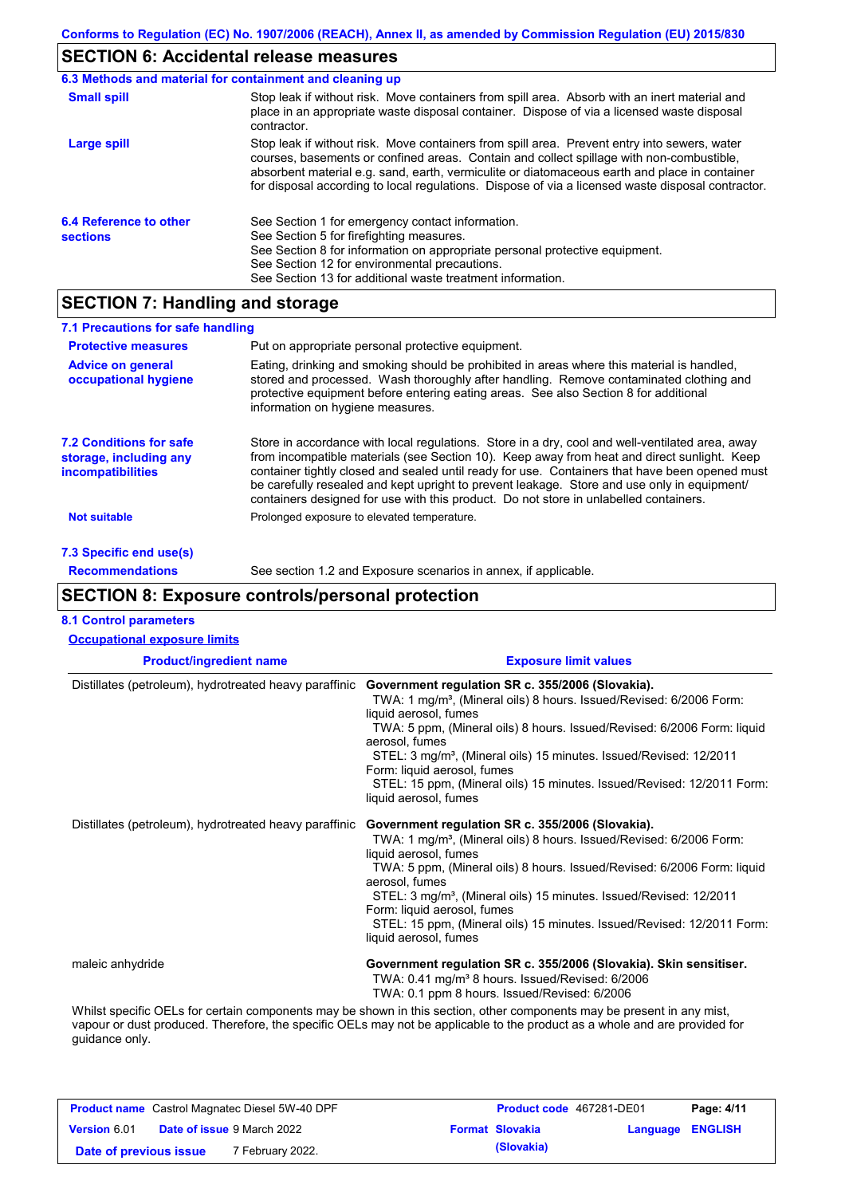Conforms to Regulation (EC) No. 1907/2006 (REACH), Annex II, as amended by Commission Regulation (EU) 2015/830

## SECTION 6: Accidental release measures

### 6.3 Methods and material for containment and cleaning up

**Small spill**
Stop leak if without risk. Move containers from spill area. Absorb with an inert material and place in an appropriate waste disposal container. Dispose of via a licensed waste disposal contractor.

**Large spill**
Stop leak if without risk. Move containers from spill area. Prevent entry into sewers, water courses, basements or confined areas. Contain and collect spillage with non-combustible, absorbent material e.g. sand, earth, vermiculite or diatomaceous earth and place in container for disposal according to local regulations. Dispose of via a licensed waste disposal contractor.

### 6.4 Reference to other sections

See Section 1 for emergency contact information.
See Section 5 for firefighting measures.
See Section 8 for information on appropriate personal protective equipment.
See Section 12 for environmental precautions.
See Section 13 for additional waste treatment information.

## SECTION 7: Handling and storage

### 7.1 Precautions for safe handling

**Protective measures**
Put on appropriate personal protective equipment.

**Advice on general occupational hygiene**
Eating, drinking and smoking should be prohibited in areas where this material is handled, stored and processed. Wash thoroughly after handling. Remove contaminated clothing and protective equipment before entering eating areas. See also Section 8 for additional information on hygiene measures.

### 7.2 Conditions for safe storage, including any incompatibilities

Store in accordance with local regulations. Store in a dry, cool and well-ventilated area, away from incompatible materials (see Section 10). Keep away from heat and direct sunlight. Keep container tightly closed and sealed until ready for use. Containers that have been opened must be carefully resealed and kept upright to prevent leakage. Store and use only in equipment/containers designed for use with this product. Do not store in unlabelled containers.

**Not suitable**
Prolonged exposure to elevated temperature.

### 7.3 Specific end use(s)

**Recommendations**
See section 1.2 and Exposure scenarios in annex, if applicable.

## SECTION 8: Exposure controls/personal protection

### 8.1 Control parameters

**Occupational exposure limits**

| Product/ingredient name | Exposure limit values |
|---|---|
| Distillates (petroleum), hydrotreated heavy paraffinic | **Government regulation SR c. 355/2006 (Slovakia).**<br>TWA: 1 mg/m³, (Mineral oils) 8 hours. Issued/Revised: 6/2006 Form: liquid aerosol, fumes<br>TWA: 5 ppm, (Mineral oils) 8 hours. Issued/Revised: 6/2006 Form: liquid aerosol, fumes<br>STEL: 3 mg/m³, (Mineral oils) 15 minutes. Issued/Revised: 12/2011 Form: liquid aerosol, fumes<br>STEL: 15 ppm, (Mineral oils) 15 minutes. Issued/Revised: 12/2011 Form: liquid aerosol, fumes |
| Distillates (petroleum), hydrotreated heavy paraffinic | **Government regulation SR c. 355/2006 (Slovakia).**<br>TWA: 1 mg/m³, (Mineral oils) 8 hours. Issued/Revised: 6/2006 Form: liquid aerosol, fumes<br>TWA: 5 ppm, (Mineral oils) 8 hours. Issued/Revised: 6/2006 Form: liquid aerosol, fumes<br>STEL: 3 mg/m³, (Mineral oils) 15 minutes. Issued/Revised: 12/2011 Form: liquid aerosol, fumes<br>STEL: 15 ppm, (Mineral oils) 15 minutes. Issued/Revised: 12/2011 Form: liquid aerosol, fumes |
| maleic anhydride | **Government regulation SR c. 355/2006 (Slovakia). Skin sensitiser.**<br>TWA: 0.41 mg/m³ 8 hours. Issued/Revised: 6/2006<br>TWA: 0.1 ppm 8 hours. Issued/Revised: 6/2006 |

Whilst specific OELs for certain components may be shown in this section, other components may be present in any mist, vapour or dust produced. Therefore, the specific OELs may not be applicable to the product as a whole and are provided for guidance only.

| Product name Castrol Magnatec Diesel 5W-40 DPF | Product code 467281-DE01 | Page: 4/11 |
|---|---|---|
| Version 6.01 Date of issue 9 March 2022 | Format Slovakia (Slovakia) | Language ENGLISH |
| Date of previous issue 7 February 2022. | | |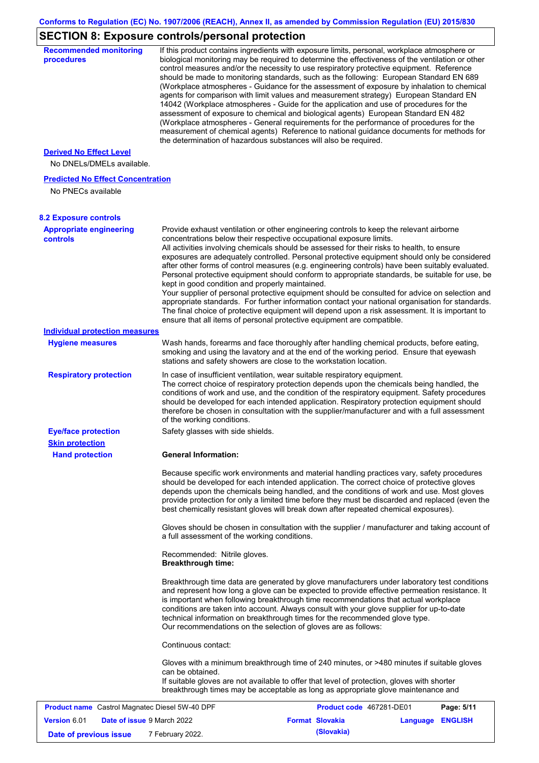## SECTION 8: Exposure controls/personal protection

**Recommended monitoring procedures**

If this product contains ingredients with exposure limits, personal, workplace atmosphere or biological monitoring may be required to determine the effectiveness of the ventilation or other control measures and/or the necessity to use respiratory protective equipment. Reference should be made to monitoring standards, such as the following: European Standard EN 689 (Workplace atmospheres - Guidance for the assessment of exposure by inhalation to chemical agents for comparison with limit values and measurement strategy) European Standard EN 14042 (Workplace atmospheres - Guide for the application and use of procedures for the assessment of exposure to chemical and biological agents) European Standard EN 482 (Workplace atmospheres - General requirements for the performance of procedures for the measurement of chemical agents) Reference to national guidance documents for methods for the determination of hazardous substances will also be required.

**Derived No Effect Level**

No DNELs/DMELs available.

**Predicted No Effect Concentration**

No PNECs available

### 8.2 Exposure controls

**Appropriate engineering controls**

Provide exhaust ventilation or other engineering controls to keep the relevant airborne concentrations below their respective occupational exposure limits.
All activities involving chemicals should be assessed for their risks to health, to ensure exposures are adequately controlled. Personal protective equipment should only be considered after other forms of control measures (e.g. engineering controls) have been suitably evaluated. Personal protective equipment should conform to appropriate standards, be suitable for use, be kept in good condition and properly maintained.
Your supplier of personal protective equipment should be consulted for advice on selection and appropriate standards. For further information contact your national organisation for standards. The final choice of protective equipment will depend upon a risk assessment. It is important to ensure that all items of personal protective equipment are compatible.

**Individual protection measures**

**Hygiene measures**

Wash hands, forearms and face thoroughly after handling chemical products, before eating, smoking and using the lavatory and at the end of the working period. Ensure that eyewash stations and safety showers are close to the workstation location.

**Respiratory protection**

In case of insufficient ventilation, wear suitable respiratory equipment.
The correct choice of respiratory protection depends upon the chemicals being handled, the conditions of work and use, and the condition of the respiratory equipment. Safety procedures should be developed for each intended application. Respiratory protection equipment should therefore be chosen in consultation with the supplier/manufacturer and with a full assessment of the working conditions.

**Eye/face protection**

Safety glasses with side shields.

**Skin protection**

**Hand protection**

**General Information:**

Because specific work environments and material handling practices vary, safety procedures should be developed for each intended application. The correct choice of protective gloves depends upon the chemicals being handled, and the conditions of work and use. Most gloves provide protection for only a limited time before they must be discarded and replaced (even the best chemically resistant gloves will break down after repeated chemical exposures).

Gloves should be chosen in consultation with the supplier / manufacturer and taking account of a full assessment of the working conditions.

Recommended: Nitrile gloves.
**Breakthrough time:**

Breakthrough time data are generated by glove manufacturers under laboratory test conditions and represent how long a glove can be expected to provide effective permeation resistance. It is important when following breakthrough time recommendations that actual workplace conditions are taken into account. Always consult with your glove supplier for up-to-date technical information on breakthrough times for the recommended glove type.
Our recommendations on the selection of gloves are as follows:

Continuous contact:

Gloves with a minimum breakthrough time of 240 minutes, or >480 minutes if suitable gloves can be obtained.
If suitable gloves are not available to offer that level of protection, gloves with shorter breakthrough times may be acceptable as long as appropriate glove maintenance and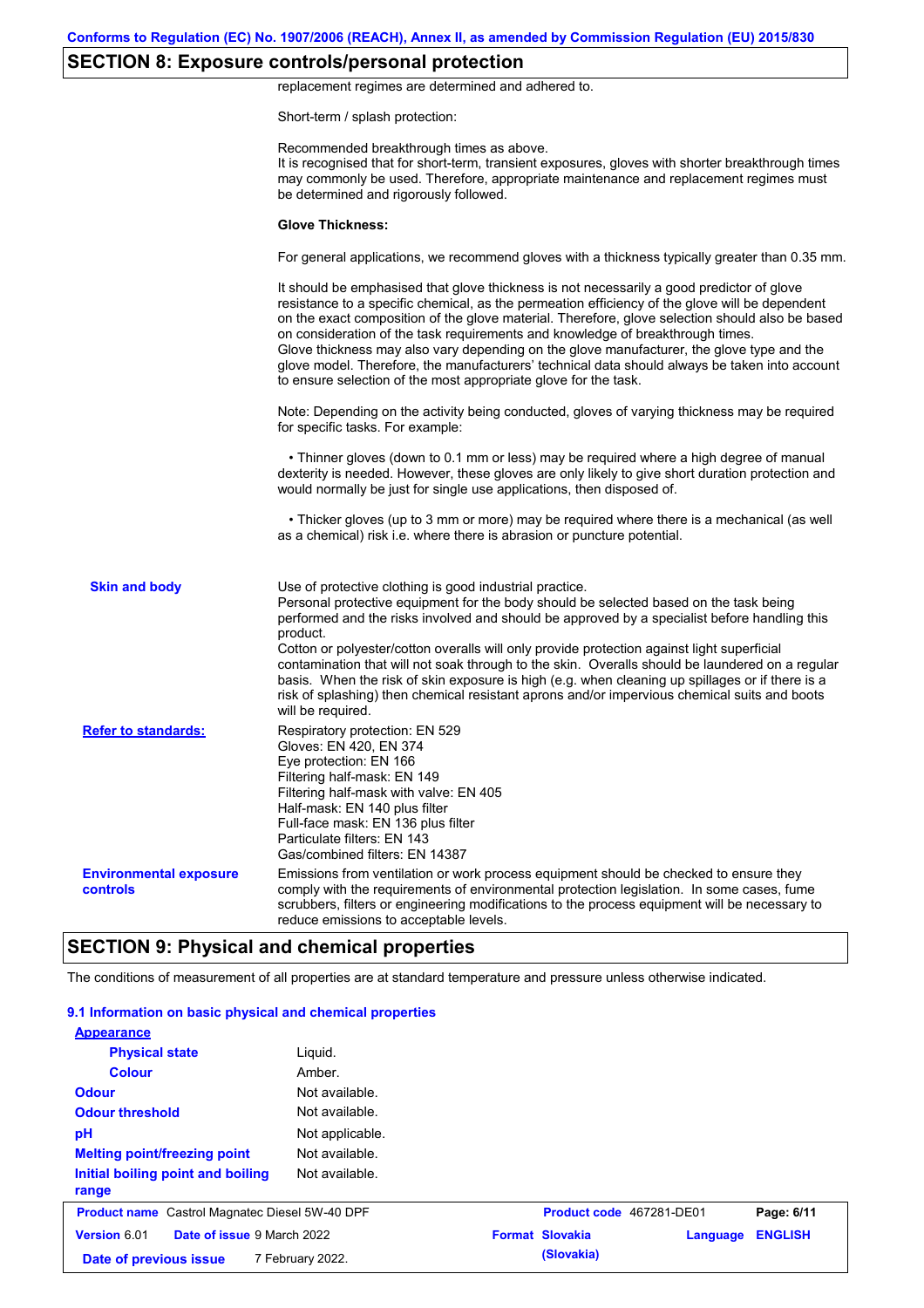## SECTION 8: Exposure controls/personal protection

replacement regimes are determined and adhered to.

Short-term / splash protection:

Recommended breakthrough times as above.
It is recognised that for short-term, transient exposures, gloves with shorter breakthrough times may commonly be used. Therefore, appropriate maintenance and replacement regimes must be determined and rigorously followed.

**Glove Thickness:**

For general applications, we recommend gloves with a thickness typically greater than 0.35 mm.

It should be emphasised that glove thickness is not necessarily a good predictor of glove resistance to a specific chemical, as the permeation efficiency of the glove will be dependent on the exact composition of the glove material. Therefore, glove selection should also be based on consideration of the task requirements and knowledge of breakthrough times.
Glove thickness may also vary depending on the glove manufacturer, the glove type and the glove model. Therefore, the manufacturers' technical data should always be taken into account to ensure selection of the most appropriate glove for the task.

Note: Depending on the activity being conducted, gloves of varying thickness may be required for specific tasks. For example:

• Thinner gloves (down to 0.1 mm or less) may be required where a high degree of manual dexterity is needed. However, these gloves are only likely to give short duration protection and would normally be just for single use applications, then disposed of.

• Thicker gloves (up to 3 mm or more) may be required where there is a mechanical (as well as a chemical) risk i.e. where there is abrasion or puncture potential.

**Skin and body**

Use of protective clothing is good industrial practice.
Personal protective equipment for the body should be selected based on the task being performed and the risks involved and should be approved by a specialist before handling this product.
Cotton or polyester/cotton overalls will only provide protection against light superficial contamination that will not soak through to the skin. Overalls should be laundered on a regular basis. When the risk of skin exposure is high (e.g. when cleaning up spillages or if there is a risk of splashing) then chemical resistant aprons and/or impervious chemical suits and boots will be required.

**Refer to standards:**

Respiratory protection: EN 529
Gloves: EN 420, EN 374
Eye protection: EN 166
Filtering half-mask: EN 149
Filtering half-mask with valve: EN 405
Half-mask: EN 140 plus filter
Full-face mask: EN 136 plus filter
Particulate filters: EN 143
Gas/combined filters: EN 14387

**Environmental exposure controls**

Emissions from ventilation or work process equipment should be checked to ensure they comply with the requirements of environmental protection legislation. In some cases, fume scrubbers, filters or engineering modifications to the process equipment will be necessary to reduce emissions to acceptable levels.

## SECTION 9: Physical and chemical properties

The conditions of measurement of all properties are at standard temperature and pressure unless otherwise indicated.

### 9.1 Information on basic physical and chemical properties

**Appearance**

| | |
|---|---|
| **Physical state** | Liquid. |
| **Colour** | Amber. |
| **Odour** | Not available. |
| **Odour threshold** | Not available. |
| **pH** | Not applicable. |
| **Melting point/freezing point** | Not available. |
| **Initial boiling point and boiling range** | Not available. |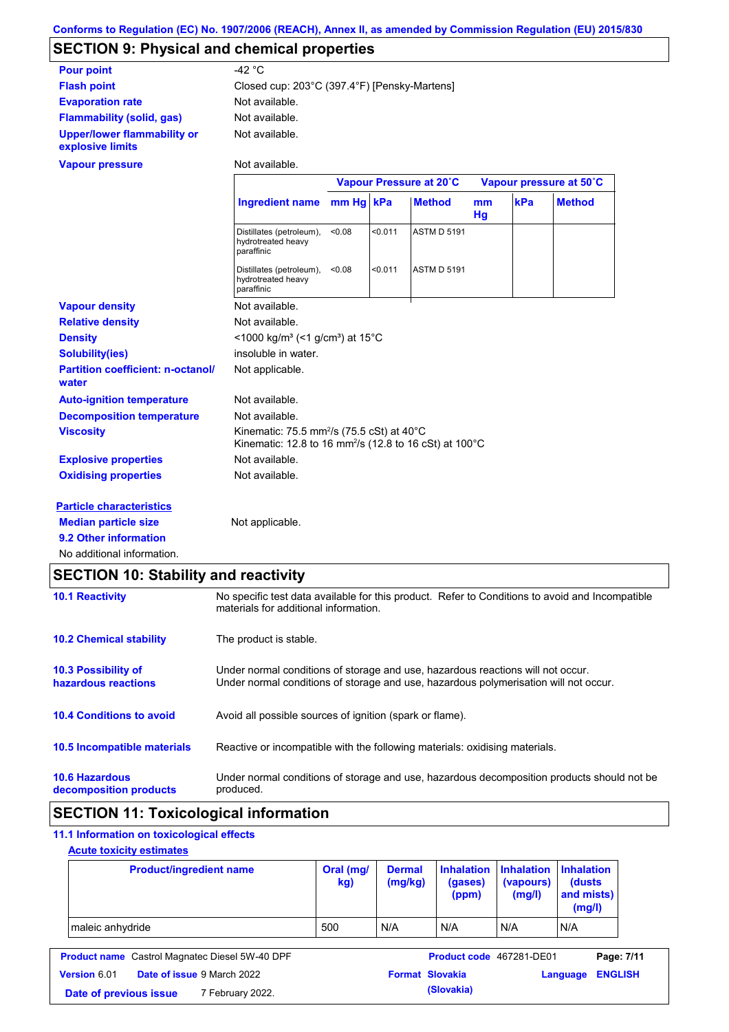Conforms to Regulation (EC) No. 1907/2006 (REACH), Annex II, as amended by Commission Regulation (EU) 2015/830

## SECTION 9: Physical and chemical properties

| | |
|---|---|
| **Pour point** | -42 °C |
| **Flash point** | Closed cup: 203°C (397.4°F) [Pensky-Martens] |
| **Evaporation rate** | Not available. |
| **Flammability (solid, gas)** | Not available. |
| **Upper/lower flammability or explosive limits** | Not available. |
| **Vapour pressure** | Not available. |

| | Vapour Pressure at 20˚C | | | Vapour pressure at 50˚C | | |
|---|---|---|---|---|---|---|
| **Ingredient name** | **mm Hg** | **kPa** | **Method** | **mm Hg** | **kPa** | **Method** |
| Distillates (petroleum), hydrotreated heavy paraffinic | <0.08 | <0.011 | ASTM D 5191 | | | |
| Distillates (petroleum), hydrotreated heavy paraffinic | <0.08 | <0.011 | ASTM D 5191 | | | |

| | |
|---|---|
| **Vapour density** | Not available. |
| **Relative density** | Not available. |
| **Density** | <1000 kg/m³ (<1 g/cm³) at 15°C |
| **Solubility(ies)** | insoluble in water. |
| **Partition coefficient: n-octanol/water** | Not applicable. |
| **Auto-ignition temperature** | Not available. |
| **Decomposition temperature** | Not available. |
| **Viscosity** | Kinematic: 75.5 mm²/s (75.5 cSt) at 40°C<br>Kinematic: 12.8 to 16 mm²/s (12.8 to 16 cSt) at 100°C |
| **Explosive properties** | Not available. |
| **Oxidising properties** | Not available. |

**Particle characteristics**

**Median particle size** Not applicable.

**9.2 Other information**

No additional information.

## SECTION 10: Stability and reactivity

| | |
|---|---|
| **10.1 Reactivity** | No specific test data available for this product. Refer to Conditions to avoid and Incompatible materials for additional information. |
| **10.2 Chemical stability** | The product is stable. |
| **10.3 Possibility of hazardous reactions** | Under normal conditions of storage and use, hazardous reactions will not occur.<br>Under normal conditions of storage and use, hazardous polymerisation will not occur. |
| **10.4 Conditions to avoid** | Avoid all possible sources of ignition (spark or flame). |
| **10.5 Incompatible materials** | Reactive or incompatible with the following materials: oxidising materials. |
| **10.6 Hazardous decomposition products** | Under normal conditions of storage and use, hazardous decomposition products should not be produced. |

## SECTION 11: Toxicological information

### 11.1 Information on toxicological effects

**Acute toxicity estimates**

| Product/ingredient name | Oral (mg/kg) | Dermal (mg/kg) | Inhalation (gases) (ppm) | Inhalation (vapours) (mg/l) | Inhalation (dusts and mists) (mg/l) |
|---|---|---|---|---|---|
| maleic anhydride | 500 | N/A | N/A | N/A | N/A |

**Product name** Castrol Magnatec Diesel 5W-40 DPF **Product code** 467281-DE01
**Version** 6.01 **Date of issue** 9 March 2022 **Format** Slovakia (Slovakia) **Language** ENGLISH
**Date of previous issue** 7 February 2022.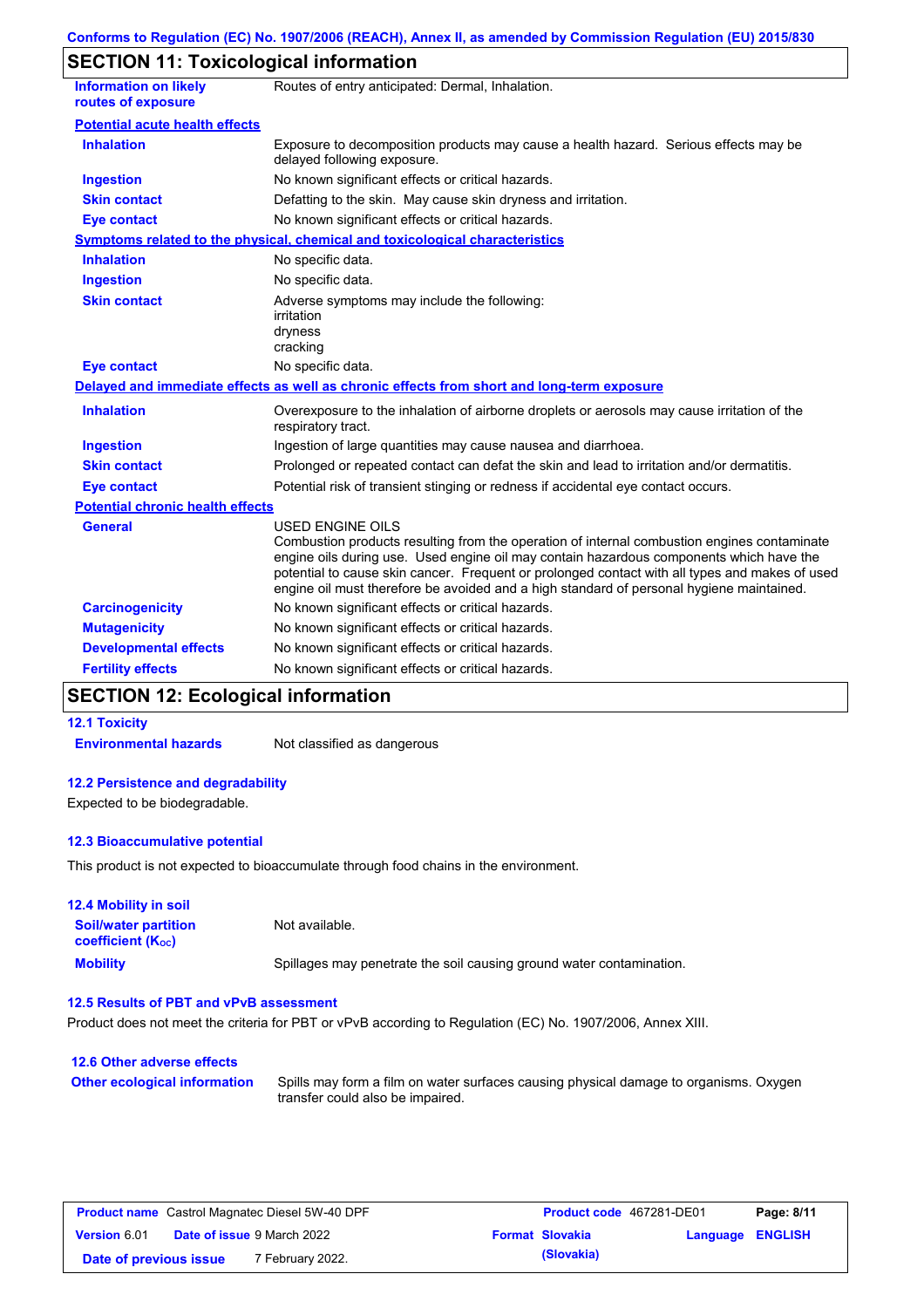## SECTION 11: Toxicological information

| | |
|---|---|
| **Information on likely routes of exposure** | Routes of entry anticipated: Dermal, Inhalation. |

**Potential acute health effects**

| | |
|---|---|
| **Inhalation** | Exposure to decomposition products may cause a health hazard. Serious effects may be delayed following exposure. |
| **Ingestion** | No known significant effects or critical hazards. |
| **Skin contact** | Defatting to the skin. May cause skin dryness and irritation. |
| **Eye contact** | No known significant effects or critical hazards. |

**Symptoms related to the physical, chemical and toxicological characteristics**

| | |
|---|---|
| **Inhalation** | No specific data. |
| **Ingestion** | No specific data. |
| **Skin contact** | Adverse symptoms may include the following: irritation dryness cracking |
| **Eye contact** | No specific data. |

**Delayed and immediate effects as well as chronic effects from short and long-term exposure**

| | |
|---|---|
| **Inhalation** | Overexposure to the inhalation of airborne droplets or aerosols may cause irritation of the respiratory tract. |
| **Ingestion** | Ingestion of large quantities may cause nausea and diarrhoea. |
| **Skin contact** | Prolonged or repeated contact can defat the skin and lead to irritation and/or dermatitis. |
| **Eye contact** | Potential risk of transient stinging or redness if accidental eye contact occurs. |

**Potential chronic health effects**

| | |
|---|---|
| **General** | USED ENGINE OILS<br>Combustion products resulting from the operation of internal combustion engines contaminate engine oils during use. Used engine oil may contain hazardous components which have the potential to cause skin cancer. Frequent or prolonged contact with all types and makes of used engine oil must therefore be avoided and a high standard of personal hygiene maintained. |
| **Carcinogenicity** | No known significant effects or critical hazards. |
| **Mutagenicity** | No known significant effects or critical hazards. |
| **Developmental effects** | No known significant effects or critical hazards. |
| **Fertility effects** | No known significant effects or critical hazards. |

## SECTION 12: Ecological information

### 12.1 Toxicity

| | |
|---|---|
| **Environmental hazards** | Not classified as dangerous |

### 12.2 Persistence and degradability

Expected to be biodegradable.

### 12.3 Bioaccumulative potential

This product is not expected to bioaccumulate through food chains in the environment.

### 12.4 Mobility in soil

| | |
|---|---|
| **Soil/water partition coefficient ($K_{OC}$)** | Not available. |
| **Mobility** | Spillages may penetrate the soil causing ground water contamination. |

### 12.5 Results of PBT and vPvB assessment

Product does not meet the criteria for PBT or vPvB according to Regulation (EC) No. 1907/2006, Annex XIII.

### 12.6 Other adverse effects

| | |
|---|---|
| **Other ecological information** | Spills may form a film on water surfaces causing physical damage to organisms. Oxygen transfer could also be impaired. |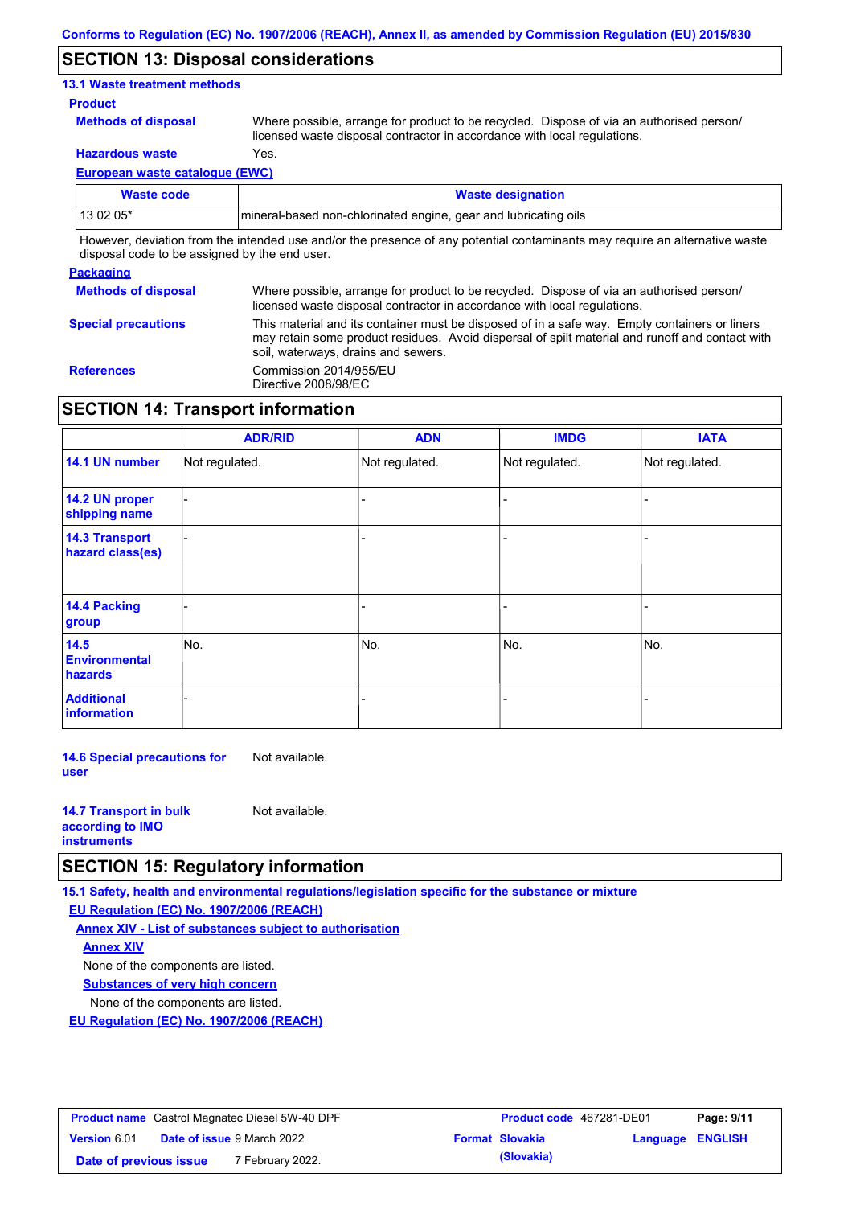## SECTION 13: Disposal considerations

### 13.1 Waste treatment methods

**Product**

**Methods of disposal** Where possible, arrange for product to be recycled. Dispose of via an authorised person/ licensed waste disposal contractor in accordance with local regulations.

**Hazardous waste** Yes.

**European waste catalogue (EWC)**

| Waste code | Waste designation |
|---|---|
| 13 02 05* | mineral-based non-chlorinated engine, gear and lubricating oils |

However, deviation from the intended use and/or the presence of any potential contaminants may require an alternative waste disposal code to be assigned by the end user.

**Packaging**

**Methods of disposal** Where possible, arrange for product to be recycled. Dispose of via an authorised person/ licensed waste disposal contractor in accordance with local regulations.

**Special precautions** This material and its container must be disposed of in a safe way. Empty containers or liners may retain some product residues. Avoid dispersal of spilt material and runoff and contact with soil, waterways, drains and sewers.

**References** Commission 2014/955/EU
Directive 2008/98/EC

## SECTION 14: Transport information

| | ADR/RID | ADN | IMDG | IATA |
|---|---|---|---|---|
| **14.1 UN number** | Not regulated. | Not regulated. | Not regulated. | Not regulated. |
| **14.2 UN proper shipping name** | - | - | - | - |
| **14.3 Transport hazard class(es)** | - | - | - | - |
| **14.4 Packing group** | - | - | - | - |
| **14.5 Environmental hazards** | No. | No. | No. | No. |
| **Additional information** | - | - | - | - |

**14.6 Special precautions for user** Not available.

**14.7 Transport in bulk according to IMO instruments** Not available.

## SECTION 15: Regulatory information

### 15.1 Safety, health and environmental regulations/legislation specific for the substance or mixture

**EU Regulation (EC) No. 1907/2006 (REACH)**

**Annex XIV - List of substances subject to authorisation**

**Annex XIV**

None of the components are listed.

**Substances of very high concern**

None of the components are listed.

**EU Regulation (EC) No. 1907/2006 (REACH)**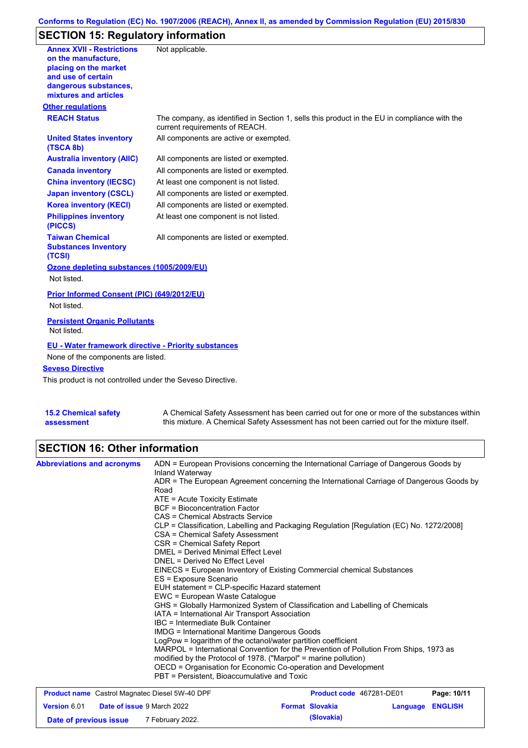## SECTION 15: Regulatory information

| | |
|---|---|
| **Annex XVII - Restrictions on the manufacture, placing on the market and use of certain dangerous substances, mixtures and articles** | Not applicable. |

**Other regulations**

| | |
|---|---|
| **REACH Status** | The company, as identified in Section 1, sells this product in the EU in compliance with the current requirements of REACH. |
| **United States inventory (TSCA 8b)** | All components are active or exempted. |
| **Australia inventory (AIIC)** | All components are listed or exempted. |
| **Canada inventory** | All components are listed or exempted. |
| **China inventory (IECSC)** | At least one component is not listed. |
| **Japan inventory (CSCL)** | All components are listed or exempted. |
| **Korea inventory (KECI)** | All components are listed or exempted. |
| **Philippines inventory (PICCS)** | At least one component is not listed. |
| **Taiwan Chemical Substances Inventory (TCSI)** | All components are listed or exempted. |

**Ozone depleting substances (1005/2009/EU)**

Not listed.

**Prior Informed Consent (PIC) (649/2012/EU)**

Not listed.

**Persistent Organic Pollutants**

Not listed.

**EU - Water framework directive - Priority substances**

None of the components are listed.

**Seveso Directive**

This product is not controlled under the Seveso Directive.

**15.2 Chemical safety assessment**

A Chemical Safety Assessment has been carried out for one or more of the substances within this mixture. A Chemical Safety Assessment has not been carried out for the mixture itself.

## SECTION 16: Other information

**Abbreviations and acronyms**

ADN = European Provisions concerning the International Carriage of Dangerous Goods by Inland Waterway
ADR = The European Agreement concerning the International Carriage of Dangerous Goods by Road
ATE = Acute Toxicity Estimate
BCF = Bioconcentration Factor
CAS = Chemical Abstracts Service
CLP = Classification, Labelling and Packaging Regulation [Regulation (EC) No. 1272/2008]
CSA = Chemical Safety Assessment
CSR = Chemical Safety Report
DMEL = Derived Minimal Effect Level
DNEL = Derived No Effect Level
EINECS = European Inventory of Existing Commercial chemical Substances
ES = Exposure Scenario
EUH statement = CLP-specific Hazard statement
EWC = European Waste Catalogue
GHS = Globally Harmonized System of Classification and Labelling of Chemicals
IATA = International Air Transport Association
IBC = Intermediate Bulk Container
IMDG = International Maritime Dangerous Goods
LogPow = logarithm of the octanol/water partition coefficient
MARPOL = International Convention for the Prevention of Pollution From Ships, 1973 as modified by the Protocol of 1978. ("Marpol" = marine pollution)
OECD = Organisation for Economic Co-operation and Development
PBT = Persistent, Bioaccumulative and Toxic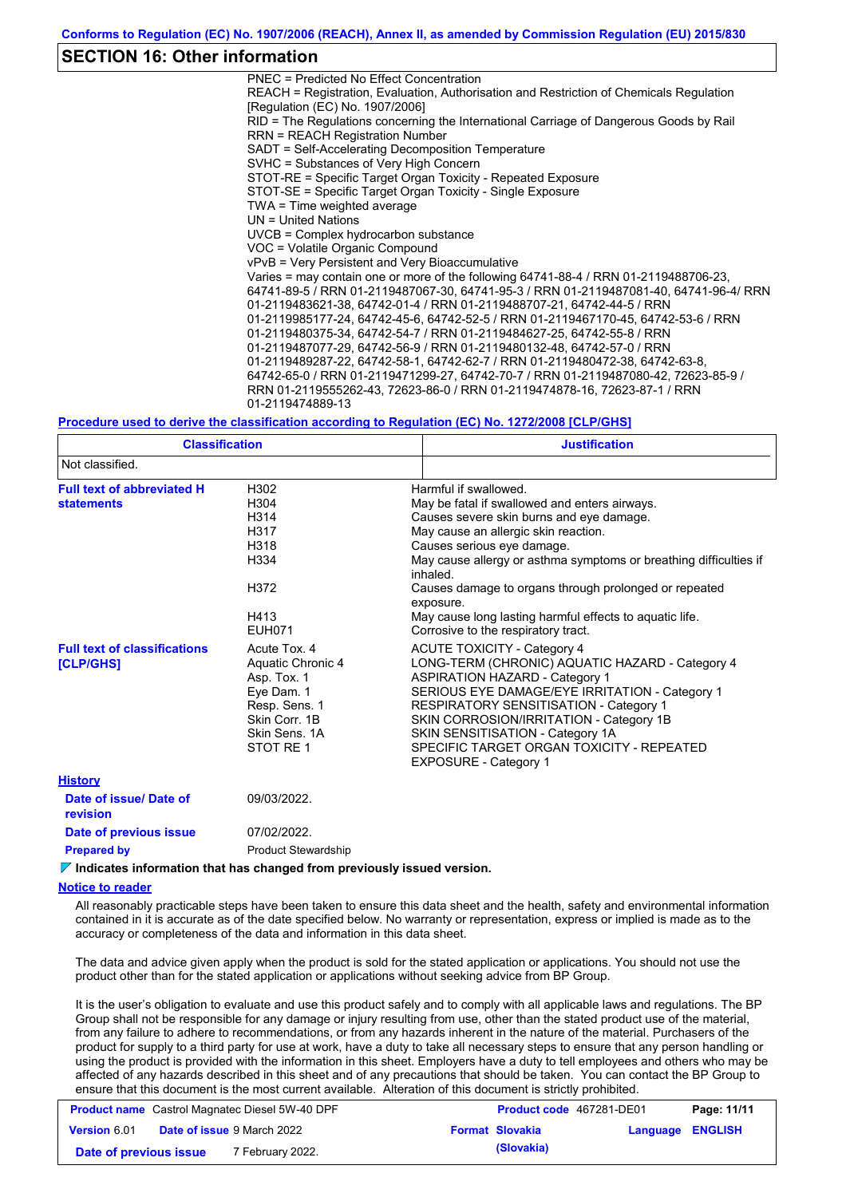## SECTION 16: Other information

PNEC = Predicted No Effect Concentration
REACH = Registration, Evaluation, Authorisation and Restriction of Chemicals Regulation [Regulation (EC) No. 1907/2006]
RID = The Regulations concerning the International Carriage of Dangerous Goods by Rail
RRN = REACH Registration Number
SADT = Self-Accelerating Decomposition Temperature
SVHC = Substances of Very High Concern
STOT-RE = Specific Target Organ Toxicity - Repeated Exposure
STOT-SE = Specific Target Organ Toxicity - Single Exposure
TWA = Time weighted average
UN = United Nations
UVCB = Complex hydrocarbon substance
VOC = Volatile Organic Compound
vPvB = Very Persistent and Very Bioaccumulative
Varies = may contain one or more of the following 64741-88-4 / RRN 01-2119488706-23, 64741-89-5 / RRN 01-2119487067-30, 64741-95-3 / RRN 01-2119487081-40, 64741-96-4/ RRN 01-2119483621-38, 64742-01-4 / RRN 01-2119488707-21, 64742-44-5 / RRN 01-2119985177-24, 64742-45-6, 64742-52-5 / RRN 01-2119467170-45, 64742-53-6 / RRN 01-2119480375-34, 64742-54-7 / RRN 01-2119484627-25, 64742-55-8 / RRN 01-2119487077-29, 64742-56-9 / RRN 01-2119480132-48, 64742-57-0 / RRN 01-2119489287-22, 64742-58-1, 64742-62-7 / RRN 01-2119480472-38, 64742-63-8, 64742-65-0 / RRN 01-2119471299-27, 64742-70-7 / RRN 01-2119487080-42, 72623-85-9 / RRN 01-2119555262-43, 72623-86-0 / RRN 01-2119474878-16, 72623-87-1 / RRN 01-2119474889-13

**Procedure used to derive the classification according to Regulation (EC) No. 1272/2008 [CLP/GHS]**

| Classification | Justification |
|---|---|
| Not classified. | |

**Full text of abbreviated H statements**

| | | |
|---|---|---|
| | H302 | Harmful if swallowed. |
| | H304 | May be fatal if swallowed and enters airways. |
| | H314 | Causes severe skin burns and eye damage. |
| | H317 | May cause an allergic skin reaction. |
| | H318 | Causes serious eye damage. |
| | H334 | May cause allergy or asthma symptoms or breathing difficulties if inhaled. |
| | H372 | Causes damage to organs through prolonged or repeated exposure. |
| | H413 | May cause long lasting harmful effects to aquatic life. |
| | EUH071 | Corrosive to the respiratory tract. |

**Full text of classifications [CLP/GHS]**

| | | |
|---|---|---|
| | Acute Tox. 4 | ACUTE TOXICITY - Category 4 |
| | Aquatic Chronic 4 | LONG-TERM (CHRONIC) AQUATIC HAZARD - Category 4 |
| | Asp. Tox. 1 | ASPIRATION HAZARD - Category 1 |
| | Eye Dam. 1 | SERIOUS EYE DAMAGE/EYE IRRITATION - Category 1 |
| | Resp. Sens. 1 | RESPIRATORY SENSITISATION - Category 1 |
| | Skin Corr. 1B | SKIN CORROSION/IRRITATION - Category 1B |
| | Skin Sens. 1A | SKIN SENSITISATION - Category 1A |
| | STOT RE 1 | SPECIFIC TARGET ORGAN TOXICITY - REPEATED EXPOSURE - Category 1 |

**History**

**Date of issue/ Date of revision** 09/03/2022.

**Date of previous issue** 07/02/2022.

**Prepared by** Product Stewardship

**Indicates information that has changed from previously issued version.**

**Notice to reader**

All reasonably practicable steps have been taken to ensure this data sheet and the health, safety and environmental information contained in it is accurate as of the date specified below. No warranty or representation, express or implied is made as to the accuracy or completeness of the data and information in this data sheet.

The data and advice given apply when the product is sold for the stated application or applications. You should not use the product other than for the stated application or applications without seeking advice from BP Group.

It is the user's obligation to evaluate and use this product safely and to comply with all applicable laws and regulations. The BP Group shall not be responsible for any damage or injury resulting from use, other than the stated product use of the material, from any failure to adhere to recommendations, or from any hazards inherent in the nature of the material. Purchasers of the product for supply to a third party for use at work, have a duty to take all necessary steps to ensure that any person handling or using the product is provided with the information in this sheet. Employers have a duty to tell employees and others who may be affected of any hazards described in this sheet and of any precautions that should be taken. You can contact the BP Group to ensure that this document is the most current available. Alteration of this document is strictly prohibited.

| | | | |
|---|---|---|---|
| **Product name** Castrol Magnatec Diesel 5W-40 DPF | | **Product code** 467281-DE01 | |
| **Version** 6.01 | **Date of issue** 9 March 2022 | **Format** Slovakia (Slovakia) | **Language** ENGLISH |
| **Date of previous issue** 7 February 2022. | | | |